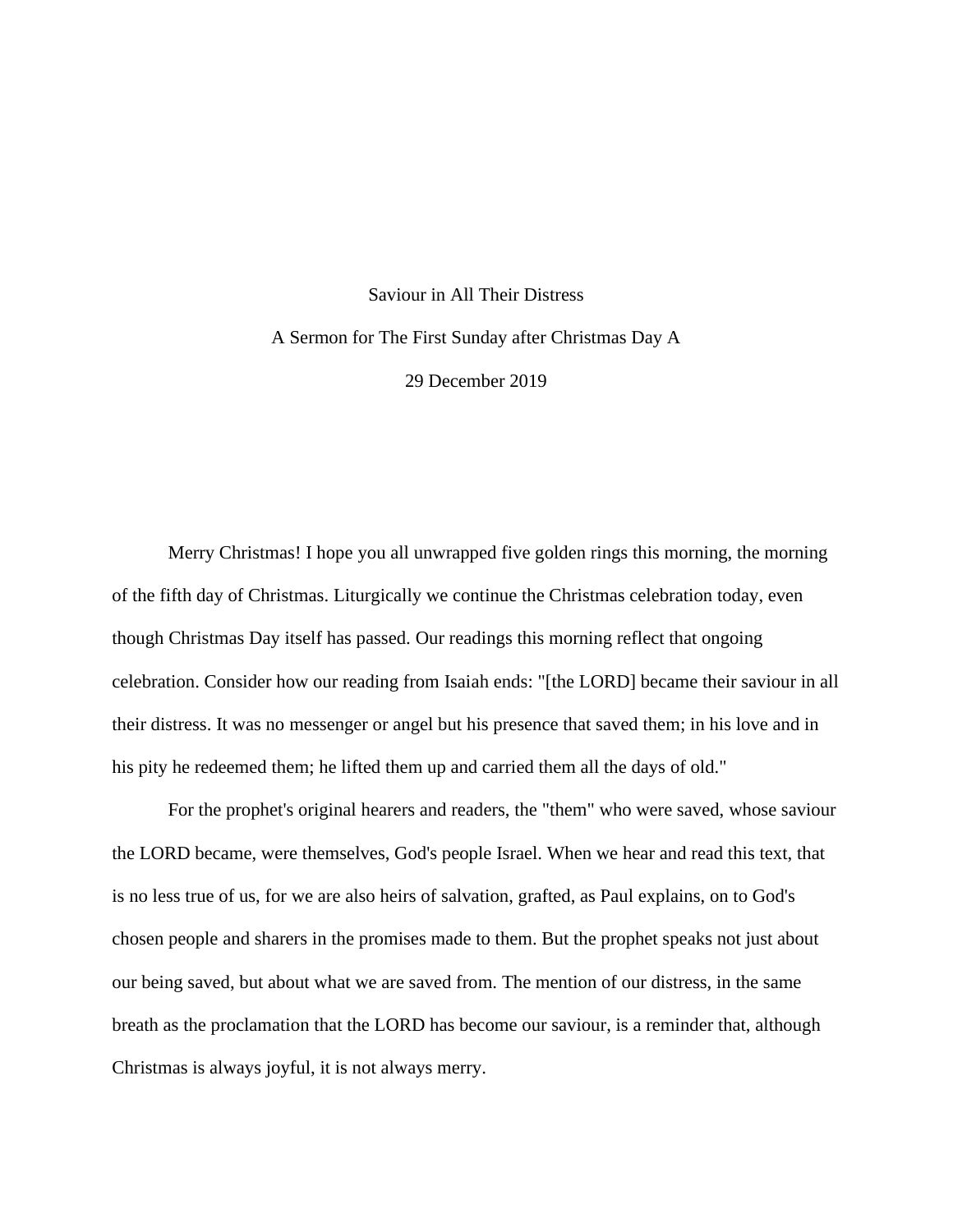# Saviour in All Their Distress

A Sermon for The First Sunday after Christmas Day A

29 December 2019

Merry Christmas! I hope you all unwrapped five golden rings this morning, the morning of the fifth day of Christmas. Liturgically we continue the Christmas celebration today, even though Christmas Day itself has passed. Our readings this morning reflect that ongoing celebration. Consider how our reading from Isaiah ends: "[the LORD] became their saviour in all their distress. It was no messenger or angel but his presence that saved them; in his love and in his pity he redeemed them; he lifted them up and carried them all the days of old."

For the prophet's original hearers and readers, the "them" who were saved, whose saviour the LORD became, were themselves, God's people Israel. When we hear and read this text, that is no less true of us, for we are also heirs of salvation, grafted, as Paul explains, on to God's chosen people and sharers in the promises made to them. But the prophet speaks not just about our being saved, but about what we are saved from. The mention of our distress, in the same breath as the proclamation that the LORD has become our saviour, is a reminder that, although Christmas is always joyful, it is not always merry.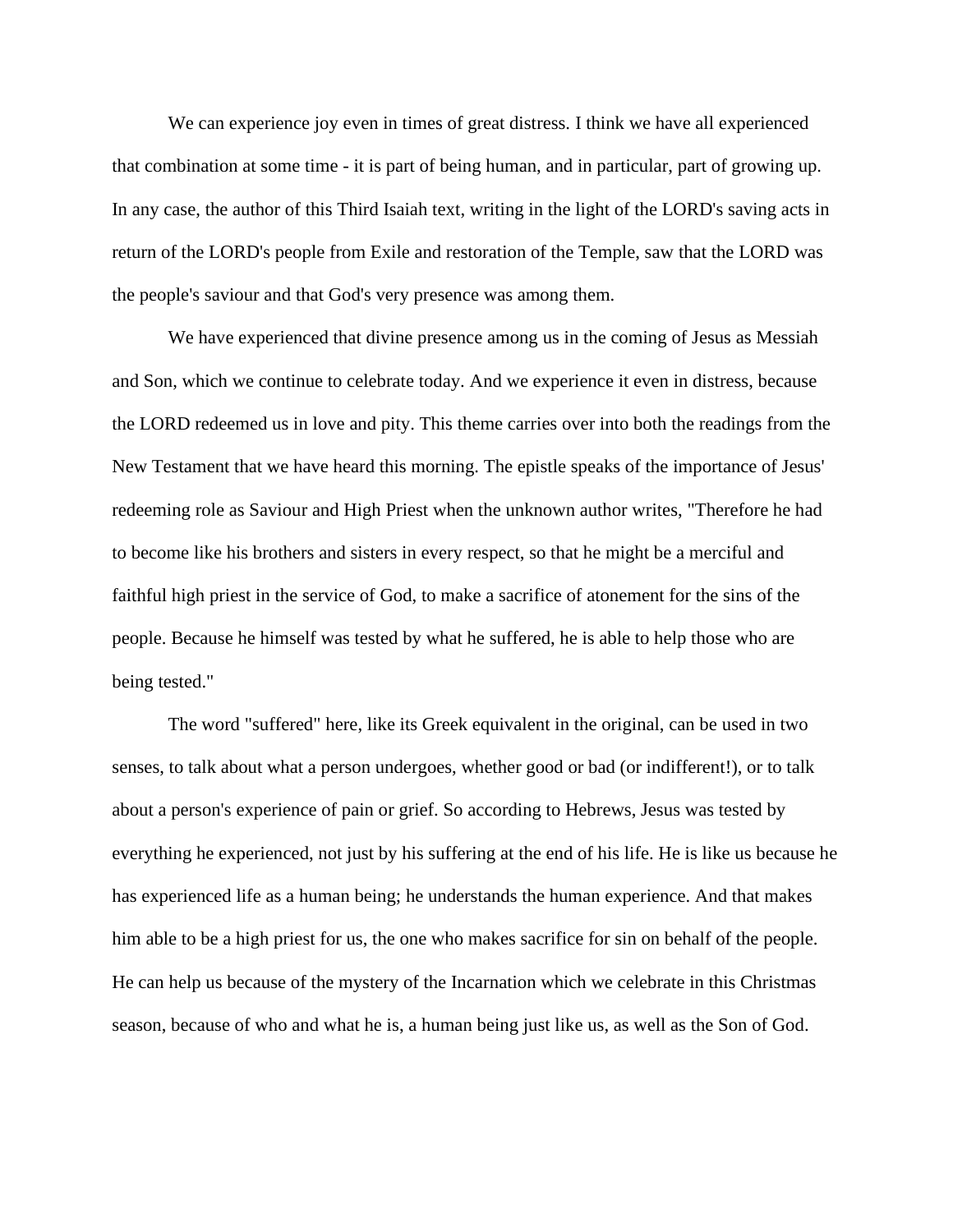We can experience joy even in times of great distress. I think we have all experienced that combination at some time - it is part of being human, and in particular, part of growing up. In any case, the author of this Third Isaiah text, writing in the light of the LORD's saving acts in return of the LORD's people from Exile and restoration of the Temple, saw that the LORD was the people's saviour and that God's very presence was among them.

We have experienced that divine presence among us in the coming of Jesus as Messiah and Son, which we continue to celebrate today. And we experience it even in distress, because the LORD redeemed us in love and pity. This theme carries over into both the readings from the New Testament that we have heard this morning. The epistle speaks of the importance of Jesus' redeeming role as Saviour and High Priest when the unknown author writes, "Therefore he had to become like his brothers and sisters in every respect, so that he might be a merciful and faithful high priest in the service of God, to make a sacrifice of atonement for the sins of the people. Because he himself was tested by what he suffered, he is able to help those who are being tested."

The word "suffered" here, like its Greek equivalent in the original, can be used in two senses, to talk about what a person undergoes, whether good or bad (or indifferent!), or to talk about a person's experience of pain or grief. So according to Hebrews, Jesus was tested by everything he experienced, not just by his suffering at the end of his life. He is like us because he has experienced life as a human being; he understands the human experience. And that makes him able to be a high priest for us, the one who makes sacrifice for sin on behalf of the people. He can help us because of the mystery of the Incarnation which we celebrate in this Christmas season, because of who and what he is, a human being just like us, as well as the Son of God.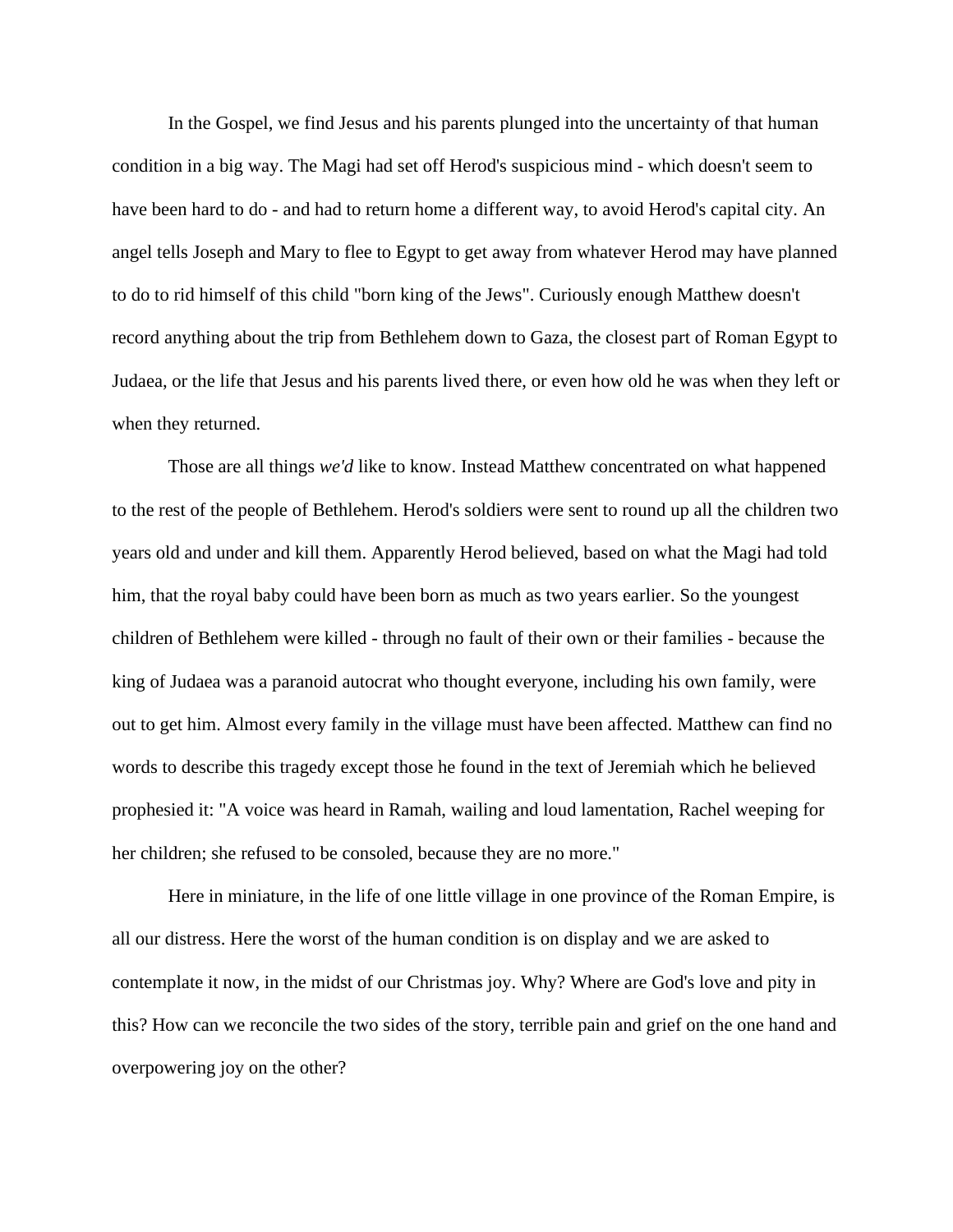In the Gospel, we find Jesus and his parents plunged into the uncertainty of that human condition in a big way. The Magi had set off Herod's suspicious mind - which doesn't seem to have been hard to do - and had to return home a different way, to avoid Herod's capital city. An angel tells Joseph and Mary to flee to Egypt to get away from whatever Herod may have planned to do to rid himself of this child "born king of the Jews". Curiously enough Matthew doesn't record anything about the trip from Bethlehem down to Gaza, the closest part of Roman Egypt to Judaea, or the life that Jesus and his parents lived there, or even how old he was when they left or when they returned.

Those are all things *we'd* like to know. Instead Matthew concentrated on what happened to the rest of the people of Bethlehem. Herod's soldiers were sent to round up all the children two years old and under and kill them. Apparently Herod believed, based on what the Magi had told him, that the royal baby could have been born as much as two years earlier. So the youngest children of Bethlehem were killed - through no fault of their own or their families - because the king of Judaea was a paranoid autocrat who thought everyone, including his own family, were out to get him. Almost every family in the village must have been affected. Matthew can find no words to describe this tragedy except those he found in the text of Jeremiah which he believed prophesied it: "A voice was heard in Ramah, wailing and loud lamentation, Rachel weeping for her children; she refused to be consoled, because they are no more."

Here in miniature, in the life of one little village in one province of the Roman Empire, is all our distress. Here the worst of the human condition is on display and we are asked to contemplate it now, in the midst of our Christmas joy. Why? Where are God's love and pity in this? How can we reconcile the two sides of the story, terrible pain and grief on the one hand and overpowering joy on the other?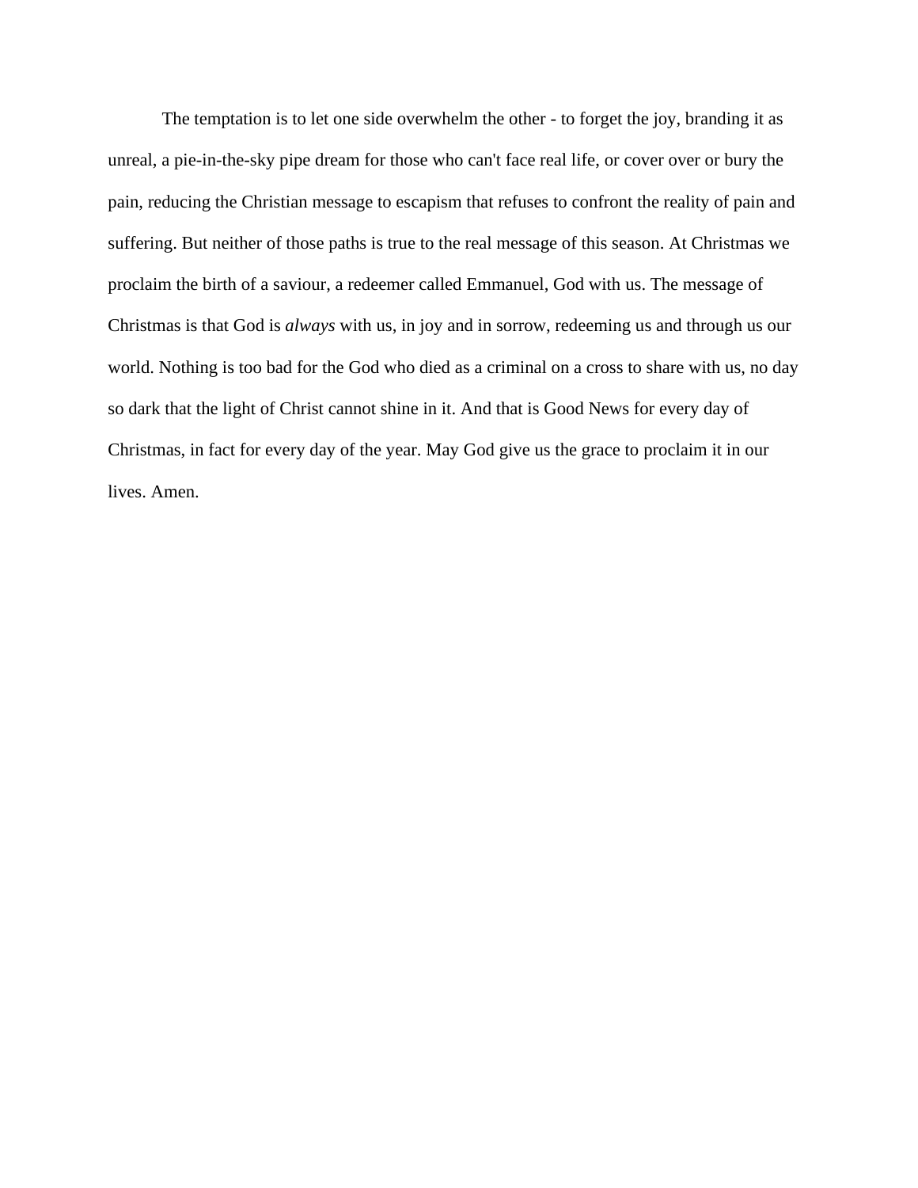The temptation is to let one side overwhelm the other - to forget the joy, branding it as unreal, a pie-in-the-sky pipe dream for those who can't face real life, or cover over or bury the pain, reducing the Christian message to escapism that refuses to confront the reality of pain and suffering. But neither of those paths is true to the real message of this season. At Christmas we proclaim the birth of a saviour, a redeemer called Emmanuel, God with us. The message of Christmas is that God is *always* with us, in joy and in sorrow, redeeming us and through us our world. Nothing is too bad for the God who died as a criminal on a cross to share with us, no day so dark that the light of Christ cannot shine in it. And that is Good News for every day of Christmas, in fact for every day of the year. May God give us the grace to proclaim it in our lives. Amen.